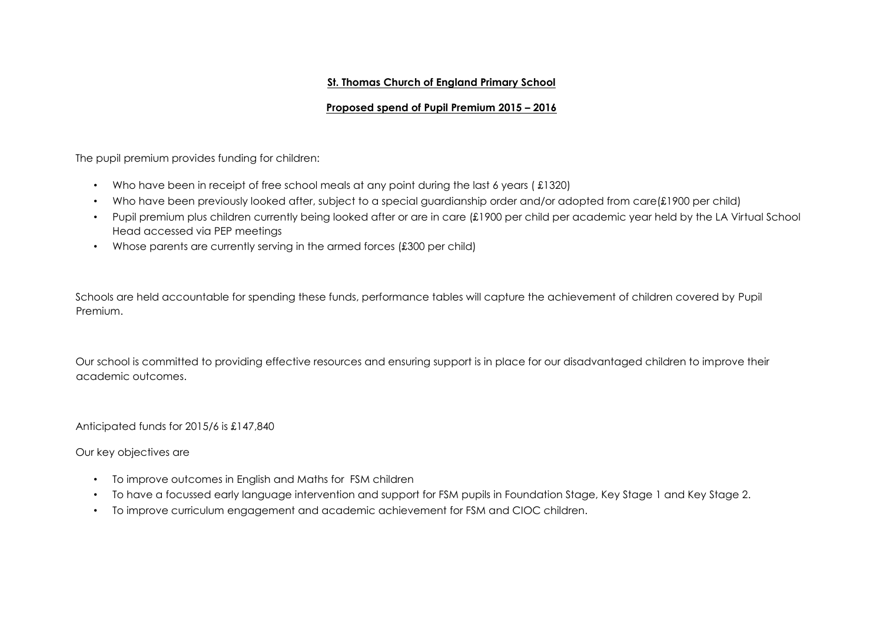**St. Thomas Church of England Primary School**

**Proposed spend of Pupil Premium 2015 – 2016**

The pupil premium provides funding for children:

- Who have been in receipt of free school meals at any point during the last 6 years ( £1320)
- Who have been previously looked after, subject to a special guardianship order and/or adopted from care(£1900 per child)
- Pupil premium plus children currently being looked after or are in care (£1900 per child per academic year held by the LA Virtual School Head accessed via PEP meetings
- Whose parents are currently serving in the armed forces (£300 per child)

Schools are held accountable for spending these funds, performance tables will capture the achievement of children covered by Pupil Premium.

Our school is committed to providing effective resources and ensuring support is in place for our disadvantaged children to improve their academic outcomes.

Anticipated funds for 2015/6 is £147,840

Our key objectives are

- To improve outcomes in English and Maths for FSM children
- To have a focussed early language intervention and support for FSM pupils in Foundation Stage, Key Stage 1 and Key Stage 2.
- To improve curriculum engagement and academic achievement for FSM and CIOC children.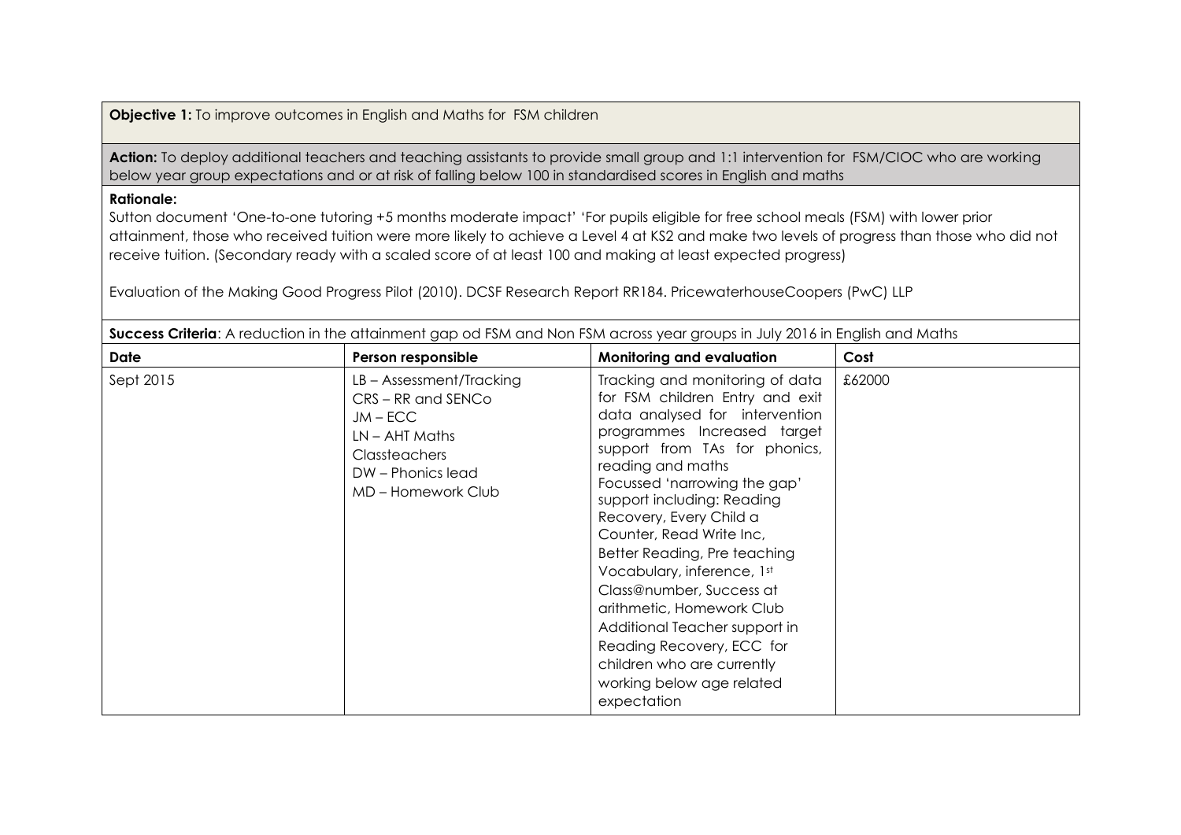**Objective 1:** To improve outcomes in English and Maths for FSM children

**Action:** To deploy additional teachers and teaching assistants to provide small group and 1:1 intervention for FSM/CIOC who are working below year group expectations and or at risk of falling below 100 in standardised scores in English and maths

**Rationale:**

Sutton document 'One-to-one tutoring +5 months moderate impact' 'For pupils eligible for free school meals (FSM) with lower prior attainment, those who received tuition were more likely to achieve a Level 4 at KS2 and make two levels of progress than those who did not receive tuition. (Secondary ready with a scaled score of at least 100 and making at least expected progress)

Evaluation of the Making Good Progress Pilot (2010). DCSF Research Report RR184. PricewaterhouseCoopers (PwC) LLP

**Success Criteria**: A reduction in the attainment gap od FSM and Non FSM across year groups in July 2016 in English and Maths

| Date | Person responsible | Monitoring and evaluation | Cost |
| --- | --- | --- | --- |
| Sept 2015 | LB – Assessment/Tracking<br>CRS – RR and SENCo<br>JM – ECC<br>LN – AHT Maths<br>Classteachers<br>DW – Phonics lead<br>MD – Homework Club | Tracking and monitoring of data for FSM children Entry and exit data analysed for intervention programmes Increased target support from TAs for phonics, reading and maths<br>Focussed 'narrowing the gap' support including: Reading Recovery, Every Child a Counter, Read Write Inc, Better Reading, Pre teaching Vocabulary, inference, 1st Class@number, Success at arithmetic, Homework Club<br>Additional Teacher support in Reading Recovery, ECC for children who are currently working below age related expectation | £62000 |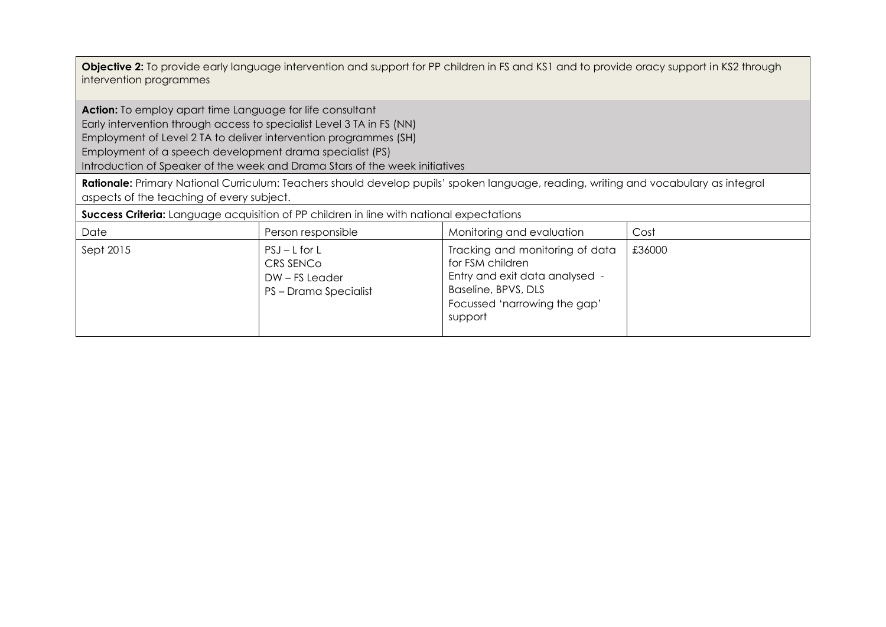**Objective 2:** To provide early language intervention and support for PP children in FS and KS1 and to provide oracy support in KS2 through intervention programmes

**Action:** To employ apart time Language for life consultant
Early intervention through access to specialist Level 3 TA in FS (NN)
Employment of Level 2 TA to deliver intervention programmes (SH)
Employment of a speech development drama specialist (PS)
Introduction of Speaker of the week and Drama Stars of the week initiatives

**Rationale:** Primary National Curriculum: Teachers should develop pupils' spoken language, reading, writing and vocabulary as integral aspects of the teaching of every subject.

**Success Criteria:** Language acquisition of PP children in line with national expectations

| Date | Person responsible | Monitoring and evaluation | Cost |
| --- | --- | --- | --- |
| Sept 2015 | PSJ – L for L<br>CRS SENCo<br>DW – FS Leader<br>PS – Drama Specialist | Tracking and monitoring of data for FSM children<br>Entry and exit data analysed - Baseline, BPVS, DLS<br>Focussed 'narrowing the gap' support | £36000 |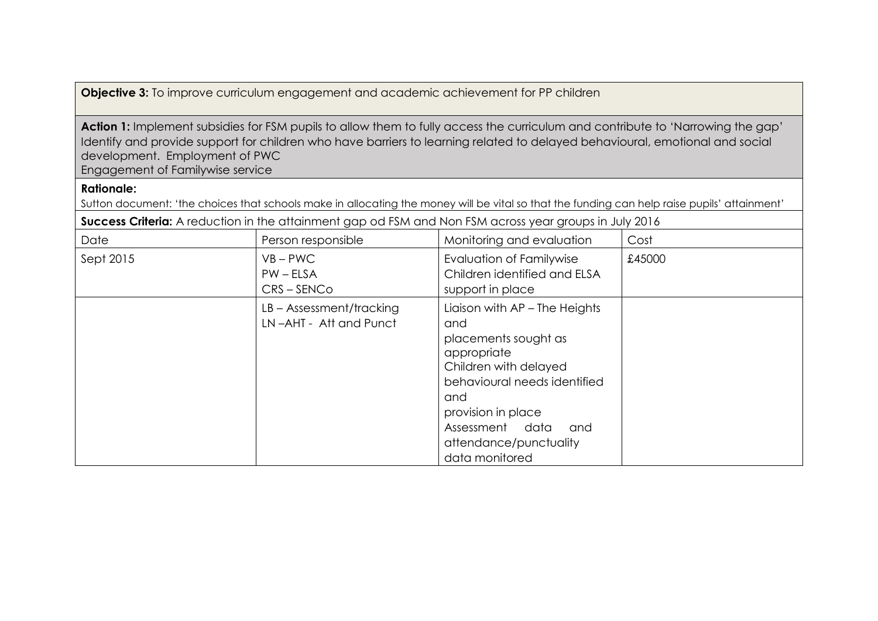**Objective 3:** To improve curriculum engagement and academic achievement for PP children

**Action 1:** Implement subsidies for FSM pupils to allow them to fully access the curriculum and contribute to 'Narrowing the gap'
Identify and provide support for children who have barriers to learning related to delayed behavioural, emotional and social development. Employment of PWC
Engagement of Familywise service

**Rationale:**
Sutton document: 'the choices that schools make in allocating the money will be vital so that the funding can help raise pupils' attainment'

**Success Criteria:** A reduction in the attainment gap od FSM and Non FSM across year groups in July 2016

| Date | Person responsible | Monitoring and evaluation | Cost |
|---|---|---|---|
| Sept 2015 | VB – PWC<br>PW – ELSA<br>CRS – SENCo | Evaluation of Familywise<br>Children identified and ELSA support in place | £45000 |
| | LB – Assessment/tracking<br>LN –AHT - Att and Punct | Liaison with AP – The Heights and<br>placements sought as appropriate<br>Children with delayed behavioural needs identified and<br>provision in place<br>Assessment data and attendance/punctuality data monitored | |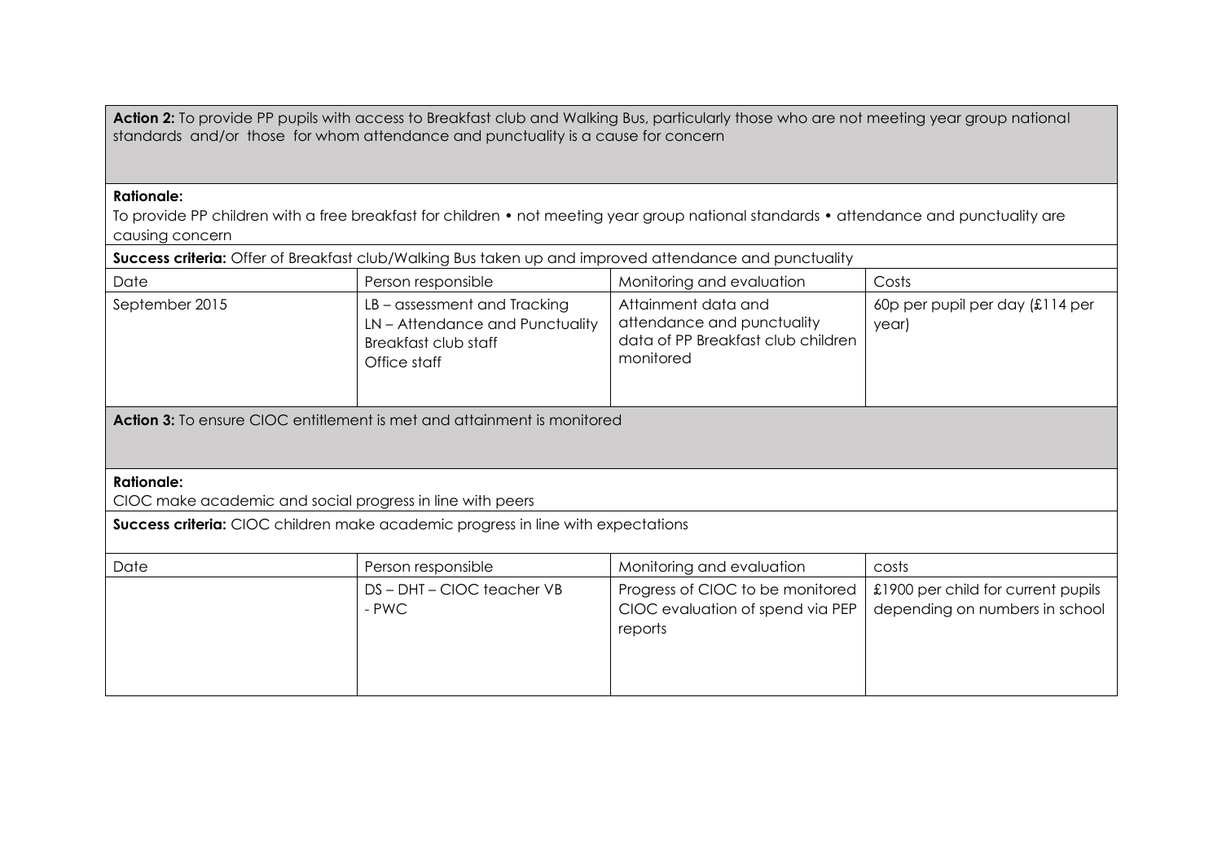**Action 2:** To provide PP pupils with access to Breakfast club and Walking Bus, particularly those who are not meeting year group national standards and/or those for whom attendance and punctuality is a cause for concern

**Rationale:**
To provide PP children with a free breakfast for children • not meeting year group national standards • attendance and punctuality are causing concern

**Success criteria:** Offer of Breakfast club/Walking Bus taken up and improved attendance and punctuality

| Date | Person responsible | Monitoring and evaluation | Costs |
|---|---|---|---|
| September 2015 | LB – assessment and Tracking<br>LN – Attendance and Punctuality<br>Breakfast club staff<br>Office staff | Attainment data and attendance and punctuality data of PP Breakfast club children monitored | 60p per pupil per day (£114 per year) |

**Action 3:** To ensure CIOC entitlement is met and attainment is monitored

**Rationale:**
CIOC make academic and social progress in line with peers

**Success criteria:** CIOC children make academic progress in line with expectations

| Date | Person responsible | Monitoring and evaluation | costs |
|---|---|---|---|
| | DS – DHT – CIOC teacher VB - PWC | Progress of CIOC to be monitored CIOC evaluation of spend via PEP reports | £1900 per child for current pupils depending on numbers in school |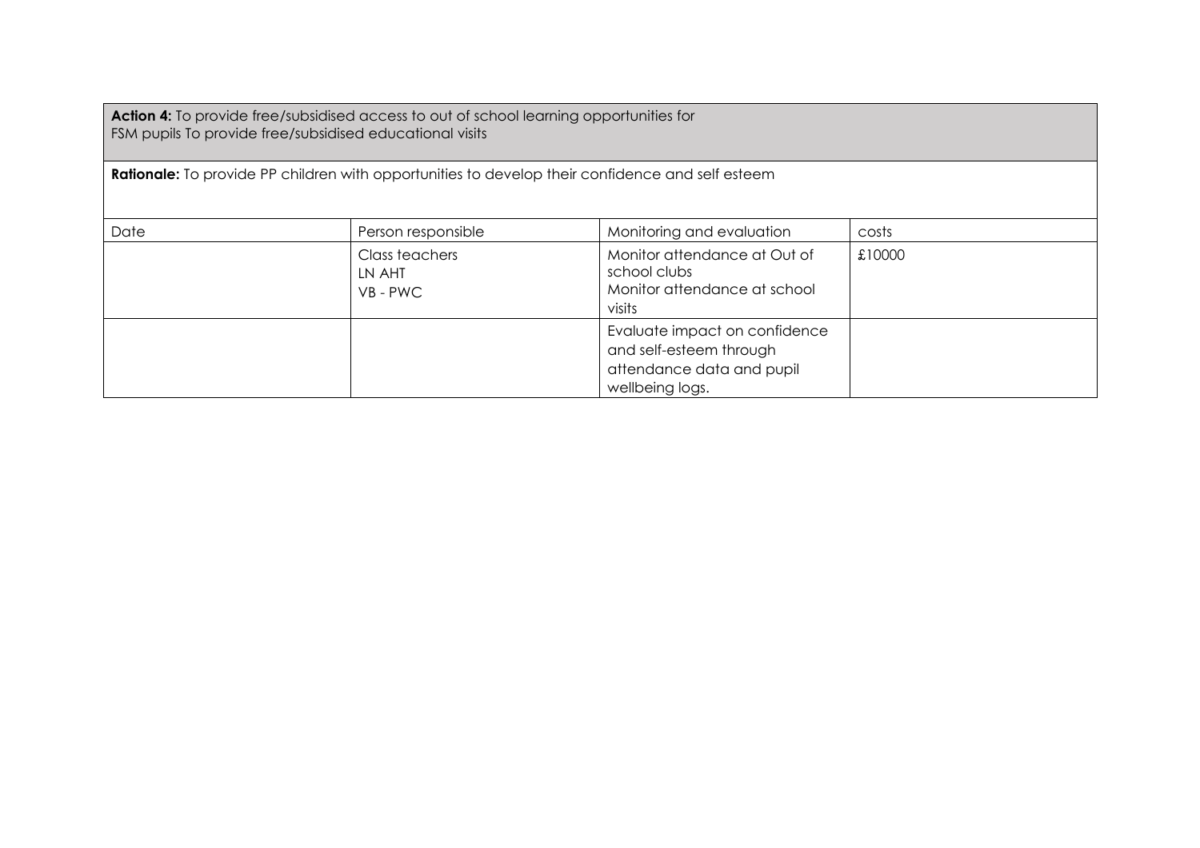**Action 4:** To provide free/subsidised access to out of school learning opportunities for FSM pupils To provide free/subsidised educational visits

**Rationale:** To provide PP children with opportunities to develop their confidence and self esteem

| Date | Person responsible | Monitoring and evaluation | costs |
|---|---|---|---|
| | Class teachers<br>LN AHT<br>VB - PWC | Monitor attendance at Out of school clubs<br>Monitor attendance at school visits | £10000 |
| | | Evaluate impact on confidence and self-esteem through attendance data and pupil wellbeing logs. | |